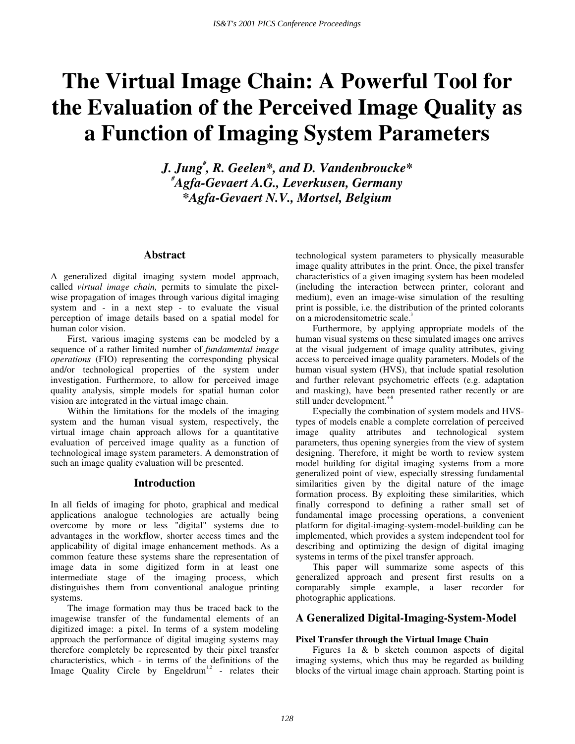# The Virtual Image Chain: A Powerful Tool for the Evaluation of the Perceived Image Quality as a Function of Imaging System Parameters

***J. Jung[#], R. Geelen\*, and D. Vandenbroucke\****
***[#]Agfa-Gevaert A.G., Leverkusen, Germany***
***\*Agfa-Gevaert N.V., Mortsel, Belgium***

## Abstract

A generalized digital imaging system model approach, called *virtual image chain,* permits to simulate the pixel-wise propagation of images through various digital imaging system and - in a next step - to evaluate the visual perception of image details based on a spatial model for human color vision.

First, various imaging systems can be modeled by a sequence of a rather limited number of *fundamental image operations* (FIO) representing the corresponding physical and/or technological properties of the system under investigation. Furthermore, to allow for perceived image quality analysis, simple models for spatial human color vision are integrated in the virtual image chain.

Within the limitations for the models of the imaging system and the human visual system, respectively, the virtual image chain approach allows for a quantitative evaluation of perceived image quality as a function of technological image system parameters. A demonstration of such an image quality evaluation will be presented.

## Introduction

In all fields of imaging for photo, graphical and medical applications analogue technologies are actually being overcome by more or less "digital" systems due to advantages in the workflow, shorter access times and the applicability of digital image enhancement methods. As a common feature these systems share the representation of image data in some digitized form in at least one intermediate stage of the imaging process, which distinguishes them from conventional analogue printing systems.

The image formation may thus be traced back to the imagewise transfer of the fundamental elements of an digitized image: a pixel. In terms of a system modeling approach the performance of digital imaging systems may therefore completely be represented by their pixel transfer characteristics, which - in terms of the definitions of the Image Quality Circle by Engeldrum[1,2] - relates their technological system parameters to physically measurable image quality attributes in the print. Once, the pixel transfer characteristics of a given imaging system has been modeled (including the interaction between printer, colorant and medium), even an image-wise simulation of the resulting print is possible, i.e. the distribution of the printed colorants on a microdensitometric scale.[3]

Furthermore, by applying appropriate models of the human visual systems on these simulated images one arrives at the visual judgement of image quality attributes, giving access to perceived image quality parameters. Models of the human visual system (HVS), that include spatial resolution and further relevant psychometric effects (e.g. adaptation and masking), have been presented rather recently or are still under development.[4-8]

Especially the combination of system models and HVS-types of models enable a complete correlation of perceived image quality attributes and technological system parameters, thus opening synergies from the view of system designing. Therefore, it might be worth to review system model building for digital imaging systems from a more generalized point of view, especially stressing fundamental similarities given by the digital nature of the image formation process. By exploiting these similarities, which finally correspond to defining a rather small set of fundamental image processing operations, a convenient platform for digital-imaging-system-model-building can be implemented, which provides a system independent tool for describing and optimizing the design of digital imaging systems in terms of the pixel transfer approach.

This paper will summarize some aspects of this generalized approach and present first results on a comparably simple example, a laser recorder for photographic applications.

## A Generalized Digital-Imaging-System-Model

### Pixel Transfer through the Virtual Image Chain

Figures 1a & b sketch common aspects of digital imaging systems, which thus may be regarded as building blocks of the virtual image chain approach. Starting point is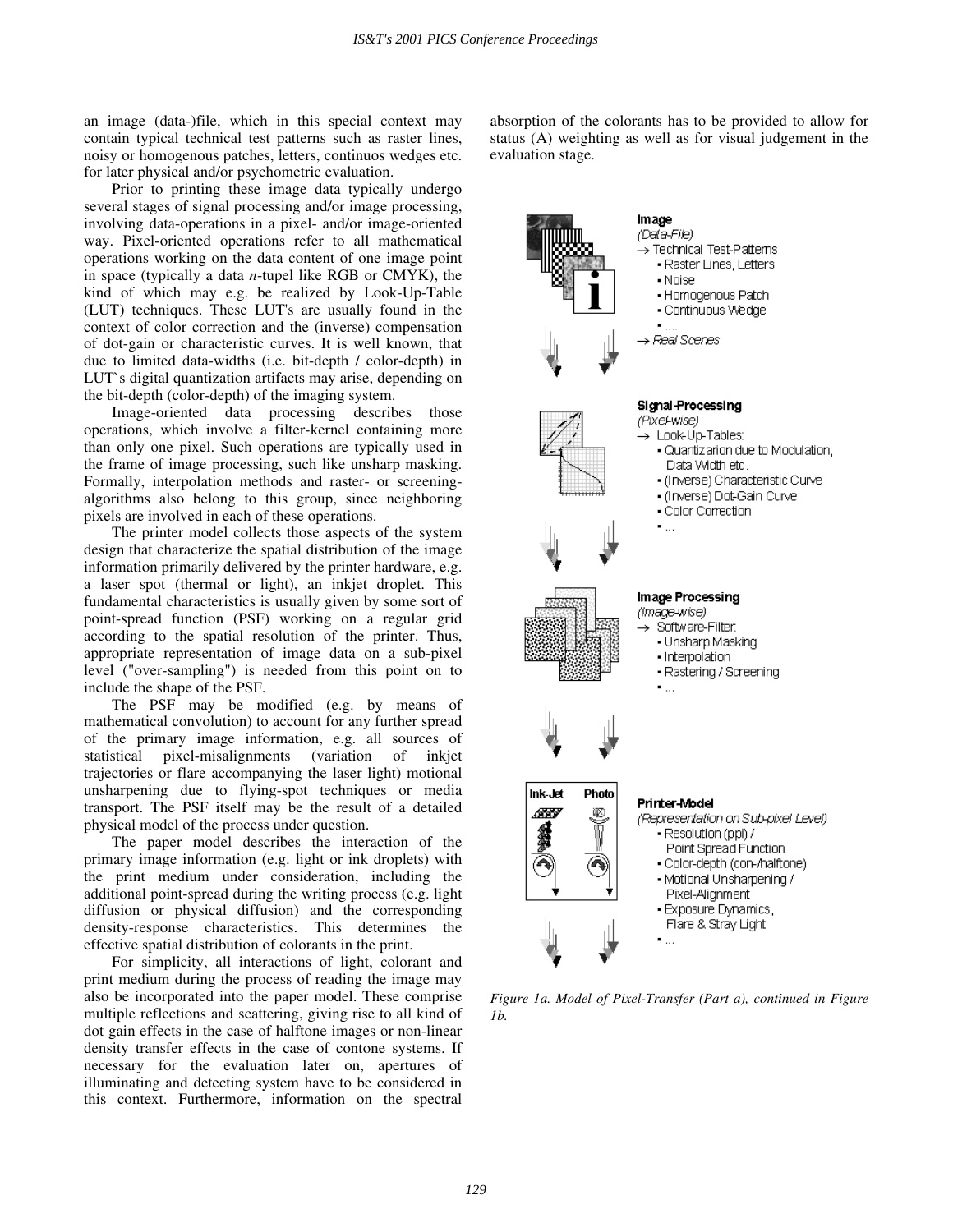an image (data-)file, which in this special context may contain typical technical test patterns such as raster lines, noisy or homogenous patches, letters, continuos wedges etc. for later physical and/or psychometric evaluation.

Prior to printing these image data typically undergo several stages of signal processing and/or image processing, involving data-operations in a pixel- and/or image-oriented way. Pixel-oriented operations refer to all mathematical operations working on the data content of one image point in space (typically a data *n*-tupel like RGB or CMYK), the kind of which may e.g. be realized by Look-Up-Table (LUT) techniques. These LUT's are usually found in the context of color correction and the (inverse) compensation of dot-gain or characteristic curves. It is well known, that due to limited data-widths (i.e. bit-depth / color-depth) in LUT`s digital quantization artifacts may arise, depending on the bit-depth (color-depth) of the imaging system.

Image-oriented data processing describes those operations, which involve a filter-kernel containing more than only one pixel. Such operations are typically used in the frame of image processing, such like unsharp masking. Formally, interpolation methods and raster- or screening-algorithms also belong to this group, since neighboring pixels are involved in each of these operations.

The printer model collects those aspects of the system design that characterize the spatial distribution of the image information primarily delivered by the printer hardware, e.g. a laser spot (thermal or light), an inkjet droplet. This fundamental characteristics is usually given by some sort of point-spread function (PSF) working on a regular grid according to the spatial resolution of the printer. Thus, appropriate representation of image data on a sub-pixel level ("over-sampling") is needed from this point on to include the shape of the PSF.

The PSF may be modified (e.g. by means of mathematical convolution) to account for any further spread of the primary image information, e.g. all sources of statistical pixel-misalignments (variation of inkjet trajectories or flare accompanying the laser light) motional unsharpening due to flying-spot techniques or media transport. The PSF itself may be the result of a detailed physical model of the process under question.

The paper model describes the interaction of the primary image information (e.g. light or ink droplets) with the print medium under consideration, including the additional point-spread during the writing process (e.g. light diffusion or physical diffusion) and the corresponding density-response characteristics. This determines the effective spatial distribution of colorants in the print.

For simplicity, all interactions of light, colorant and print medium during the process of reading the image may also be incorporated into the paper model. These comprise multiple reflections and scattering, giving rise to all kind of dot gain effects in the case of halftone images or non-linear density transfer effects in the case of contone systems. If necessary for the evaluation later on, apertures of illuminating and detecting system have to be considered in this context. Furthermore, information on the spectral absorption of the colorants has to be provided to allow for status (A) weighting as well as for visual judgement in the evaluation stage.

*Figure 1a. Model of Pixel-Transfer (Part a), continued in Figure 1b.*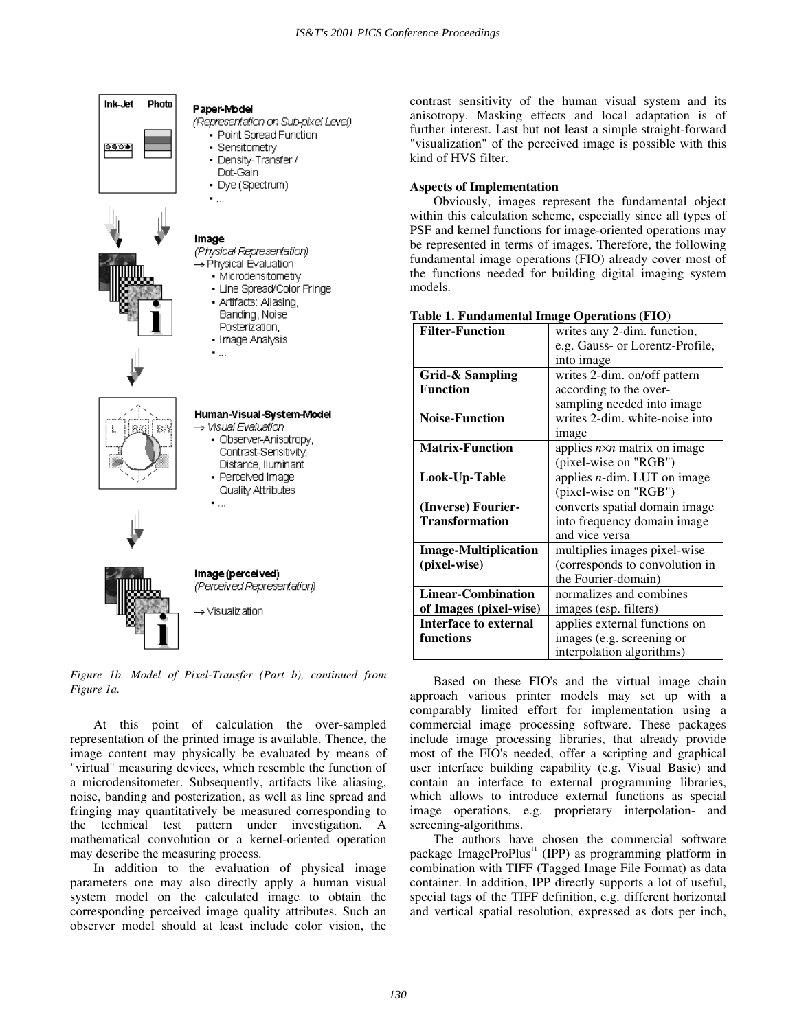Paper-Model
*(Representation on Sub-pixel Level)*
- Point Spread Function
- Sensitometry
- Density-Transfer / Dot-Gain
- Dye (Spectrum)
- ...

Image
*(Physical Representation)*
→ Physical Evaluation
- Microdensitometry
- Line Spread/Color Fringe
- Artifacts: Aliasing, Banding, Noise Posterization,
- Image Analysis
- ...

Human-Visual-System-Model
→ *Visual Evaluation*
- Observer-Anisotropy, Contrast-Sensitivity, Distance, Illuminant
- Perceived Image Quality Attributes
- ...

Image (perceived)
*(Perceived Representation)*

→ Visualization

*Figure 1b. Model of Pixel-Transfer (Part b), continued from Figure 1a.*

At this point of calculation the over-sampled representation of the printed image is available. Thence, the image content may physically be evaluated by means of "virtual" measuring devices, which resemble the function of a microdensitometer. Subsequently, artifacts like aliasing, noise, banding and posterization, as well as line spread and fringing may quantitatively be measured corresponding to the technical test pattern under investigation. A mathematical convolution or a kernel-oriented operation may describe the measuring process.

In addition to the evaluation of physical image parameters one may also directly apply a human visual system model on the calculated image to obtain the corresponding perceived image quality attributes. Such an observer model should at least include color vision, the contrast sensitivity of the human visual system and its anisotropy. Masking effects and local adaptation is of further interest. Last but not least a simple straight-forward "visualization" of the perceived image is possible with this kind of HVS filter.

### Aspects of Implementation

Obviously, images represent the fundamental object within this calculation scheme, especially since all types of PSF and kernel functions for image-oriented operations may be represented in terms of images. Therefore, the following fundamental image operations (FIO) already cover most of the functions needed for building digital imaging system models.

**Table 1. Fundamental Image Operations (FIO)**

| | |
|---|---|
| **Filter-Function** | writes any 2-dim. function, e.g. Gauss- or Lorentz-Profile, into image |
| **Grid-& Sampling Function** | writes 2-dim. on/off pattern according to the over-sampling needed into image |
| **Noise-Function** | writes 2-dim. white-noise into image |
| **Matrix-Function** | applies $n \times n$ matrix on image (pixel-wise on "RGB") |
| **Look-Up-Table** | applies $n$-dim. LUT on image (pixel-wise on "RGB") |
| **(Inverse) Fourier-Transformation** | converts spatial domain image into frequency domain image and vice versa |
| **Image-Multiplication (pixel-wise)** | multiplies images pixel-wise (corresponds to convolution in the Fourier-domain) |
| **Linear-Combination of Images (pixel-wise)** | normalizes and combines images (esp. filters) |
| **Interface to external functions** | applies external functions on images (e.g. screening or interpolation algorithms) |

Based on these FIO's and the virtual image chain approach various printer models may set up with a comparably limited effort for implementation using a commercial image processing software. These packages include image processing libraries, that already provide most of the FIO's needed, offer a scripting and graphical user interface building capability (e.g. Visual Basic) and contain an interface to external programming libraries, which allows to introduce external functions as special image operations, e.g. proprietary interpolation- and screening-algorithms.

The authors have chosen the commercial software package ImageProPlus[11] (IPP) as programming platform in combination with TIFF (Tagged Image File Format) as data container. In addition, IPP directly supports a lot of useful, special tags of the TIFF definition, e.g. different horizontal and vertical spatial resolution, expressed as dots per inch,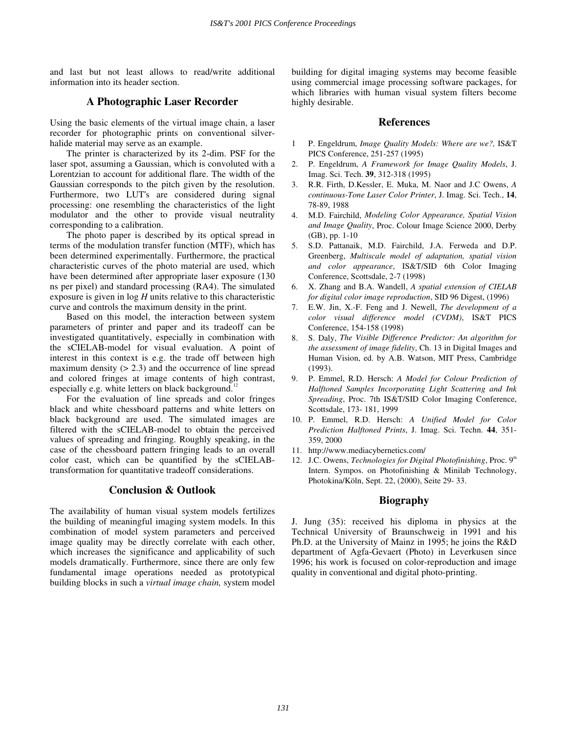and last but not least allows to read/write additional information into its header section.

## A Photographic Laser Recorder

Using the basic elements of the virtual image chain, a laser recorder for photographic prints on conventional silver-halide material may serve as an example.

The printer is characterized by its 2-dim. PSF for the laser spot, assuming a Gaussian, which is convoluted with a Lorentzian to account for additional flare. The width of the Gaussian corresponds to the pitch given by the resolution. Furthermore, two LUT's are considered during signal processing: one resembling the characteristics of the light modulator and the other to provide visual neutrality corresponding to a calibration.

The photo paper is described by its optical spread in terms of the modulation transfer function (MTF), which has been determined experimentally. Furthermore, the practical characteristic curves of the photo material are used, which have been determined after appropriate laser exposure (130 ns per pixel) and standard processing (RA4). The simulated exposure is given in log $H$ units relative to this characteristic curve and controls the maximum density in the print.

Based on this model, the interaction between system parameters of printer and paper and its tradeoff can be investigated quantitatively, especially in combination with the sCIELAB-model for visual evaluation. A point of interest in this context is e.g. the trade off between high maximum density (> 2.3) and the occurrence of line spread and colored fringes at image contents of high contrast, especially e.g. white letters on black background.[12]

For the evaluation of line spreads and color fringes black and white chessboard patterns and white letters on black background are used. The simulated images are filtered with the sCIELAB-model to obtain the perceived values of spreading and fringing. Roughly speaking, in the case of the chessboard pattern fringing leads to an overall color cast, which can be quantified by the sCIELAB-transformation for quantitative tradeoff considerations.

## Conclusion & Outlook

The availability of human visual system models fertilizes the building of meaningful imaging system models. In this combination of model system parameters and perceived image quality may be directly correlate with each other, which increases the significance and applicability of such models dramatically. Furthermore, since there are only few fundamental image operations needed as prototypical building blocks in such a *virtual image chain,* system model building for digital imaging systems may become feasible using commercial image processing software packages, for which libraries with human visual system filters become highly desirable.

## References

1 P. Engeldrum, *Image Quality Models: Where are we?,* IS&T PICS Conference, 251-257 (1995)
2. P. Engeldrum, *A Framework for Image Quality Models*, J. Imag. Sci. Tech. **39**, 312-318 (1995)
3. R.R. Firth, D.Kessler, E. Muka, M. Naor and J.C Owens, *A continuous-Tone Laser Color Printer*, J. Imag. Sci. Tech., **14**, 78-89, 1988
4. M.D. Fairchild, *Modeling Color Appearance, Spatial Vision and Image Quality*, Proc. Colour Image Science 2000, Derby (GB), pp. 1-10
5. S.D. Pattanaik, M.D. Fairchild, J.A. Ferweda and D.P. Greenberg, *Multiscale model of adaptation, spatial vision and color appearance*, IS&T/SID 6th Color Imaging Conference, Scottsdale, 2-7 (1998)
6. X. Zhang and B.A. Wandell, *A spatial extension of CIELAB for digital color image reproduction*, SID 96 Digest, (1996)
7. E.W. Jin, X.-F. Feng and J. Newell, *The development of a color visual difference model (CVDM)*, IS&T PICS Conference, 154-158 (1998)
8. S. Daly, *The Visible Difference Predictor: An algorithm for the assessment of image fidelity*, Ch. 13 in Digital Images and Human Vision, ed. by A.B. Watson, MIT Press, Cambridge (1993).
9. P. Emmel, R.D. Hersch: *A Model for Colour Prediction of Halftoned Samples Incorporating Light Scattering and Ink Spreading*, Proc. 7th IS&T/SID Color Imaging Conference, Scottsdale, 173- 181, 1999
10. P. Emmel, R.D. Hersch: *A Unified Model for Color Prediction Halftoned Prints*, J. Imag. Sci. Techn. **44**, 351-359, 2000
11. http://www.mediacybernetics.com/
12. J.C. Owens, *Technologies for Digital Photofinishing*, Proc. 9th Intern. Sympos. on Photofinishing & Minilab Technology, Photokina/Köln, Sept. 22, (2000), Seite 29- 33.

## Biography

J. Jung (35): received his diploma in physics at the Technical University of Braunschweig in 1991 and his Ph.D. at the University of Mainz in 1995; he joins the R&D department of Agfa-Gevaert (Photo) in Leverkusen since 1996; his work is focused on color-reproduction and image quality in conventional and digital photo-printing.